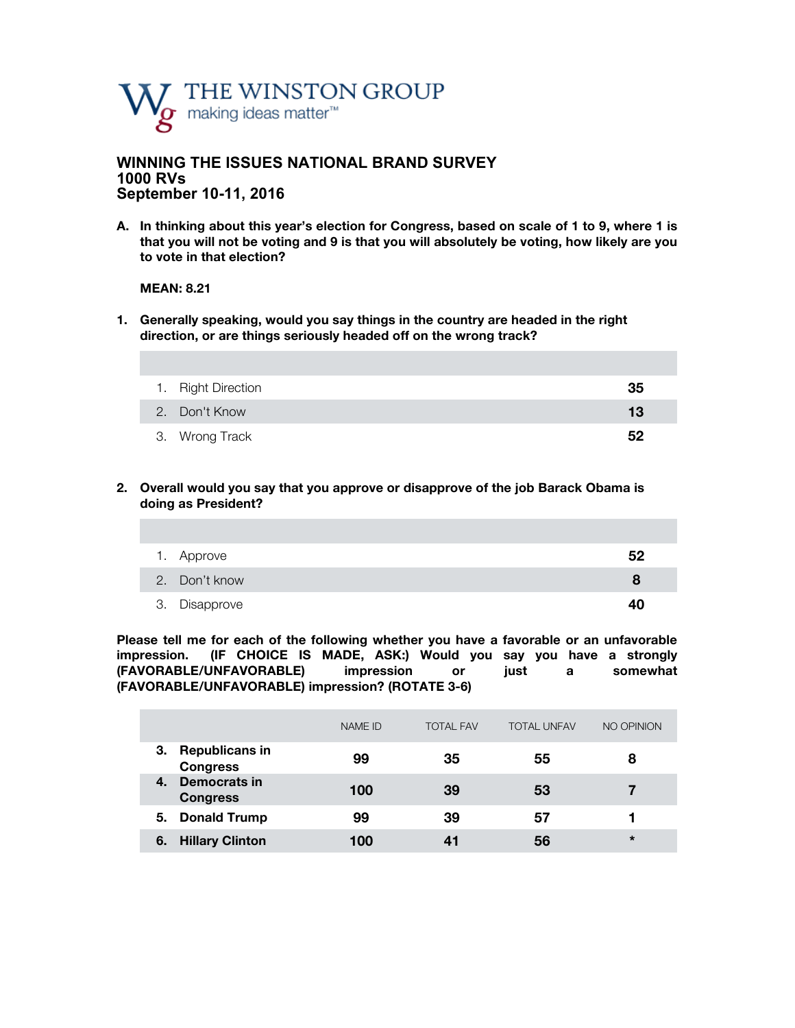THE WINSTON GROUP
making ideas matter™

# WINNING THE ISSUES NATIONAL BRAND SURVEY
## 1000 RVs
## September 10-11, 2016

**A. In thinking about this year's election for Congress, based on scale of 1 to 9, where 1 is that you will not be voting and 9 is that you will absolutely be voting, how likely are you to vote in that election?**

**MEAN: 8.21**

**1. Generally speaking, would you say things in the country are headed in the right direction, or are things seriously headed off on the wrong track?**

| | |
|---|---|
| 1. Right Direction | **35** |
| 2. Don't Know | **13** |
| 3. Wrong Track | **52** |

**2. Overall would you say that you approve or disapprove of the job Barack Obama is doing as President?**

| | |
|---|---|
| 1. Approve | **52** |
| 2. Don't know | **8** |
| 3. Disapprove | **40** |

**Please tell me for each of the following whether you have a favorable or an unfavorable impression. (IF CHOICE IS MADE, ASK:) Would you say you have a strongly (FAVORABLE/UNFAVORABLE) impression or just a somewhat (FAVORABLE/UNFAVORABLE) impression? (ROTATE 3-6)**

| | NAME ID | TOTAL FAV | TOTAL UNFAV | NO OPINION |
|---|---|---|---|---|
| **3. Republicans in Congress** | **99** | **35** | **55** | **8** |
| **4. Democrats in Congress** | **100** | **39** | **53** | **7** |
| **5. Donald Trump** | **99** | **39** | **57** | **1** |
| **6. Hillary Clinton** | **100** | **41** | **56** | * |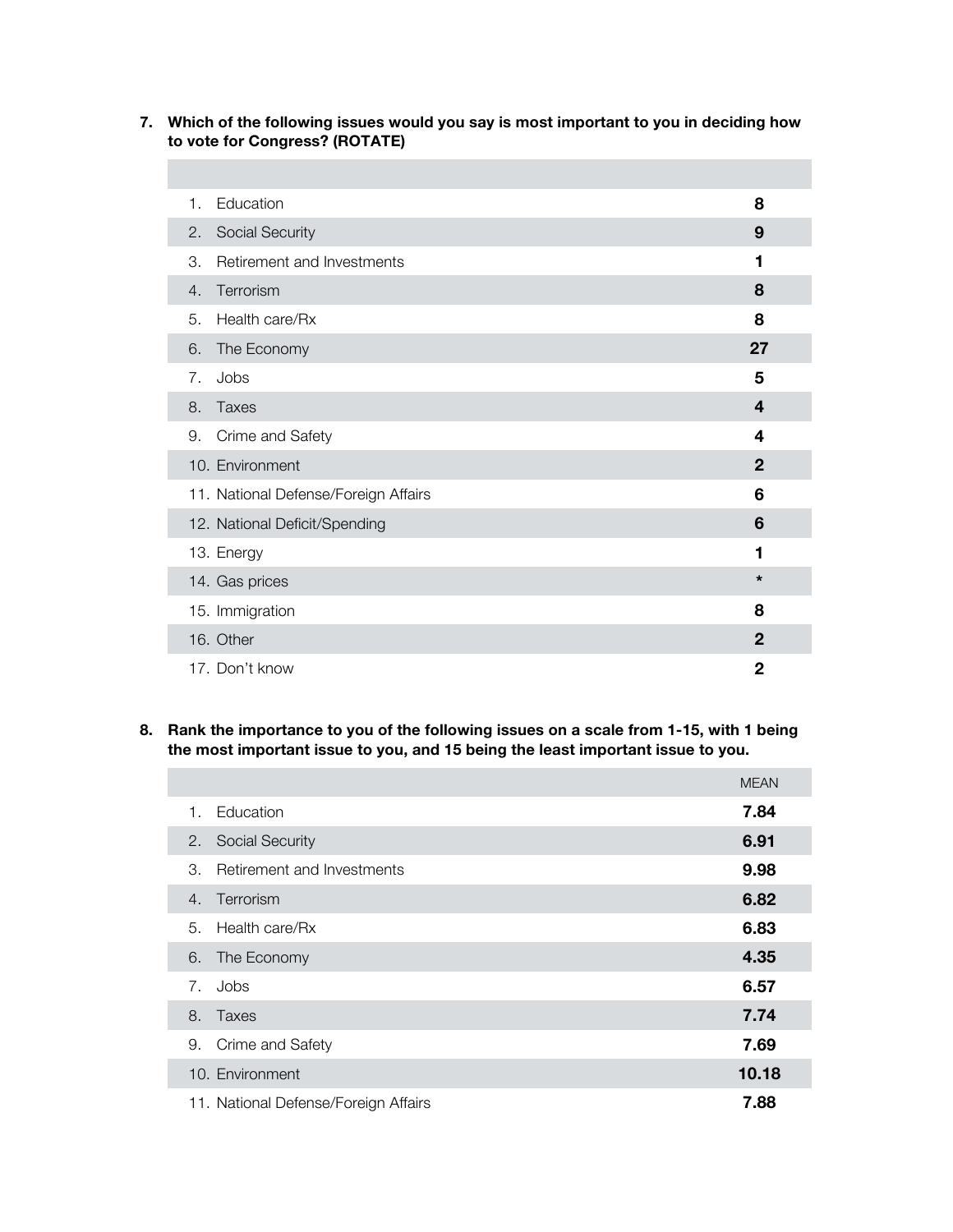**7. Which of the following issues would you say is most important to you in deciding how to vote for Congress? (ROTATE)**

| | |
|---|---|
| 1. Education | **8** |
| 2. Social Security | **9** |
| 3. Retirement and Investments | **1** |
| 4. Terrorism | **8** |
| 5. Health care/Rx | **8** |
| 6. The Economy | **27** |
| 7. Jobs | **5** |
| 8. Taxes | **4** |
| 9. Crime and Safety | **4** |
| 10. Environment | **2** |
| 11. National Defense/Foreign Affairs | **6** |
| 12. National Deficit/Spending | **6** |
| 13. Energy | **1** |
| 14. Gas prices | ***** |
| 15. Immigration | **8** |
| 16. Other | **2** |
| 17. Don't know | **2** |

**8. Rank the importance to you of the following issues on a scale from 1-15, with 1 being the most important issue to you, and 15 being the least important issue to you.**

| | MEAN |
|---|---|
| 1. Education | **7.84** |
| 2. Social Security | **6.91** |
| 3. Retirement and Investments | **9.98** |
| 4. Terrorism | **6.82** |
| 5. Health care/Rx | **6.83** |
| 6. The Economy | **4.35** |
| 7. Jobs | **6.57** |
| 8. Taxes | **7.74** |
| 9. Crime and Safety | **7.69** |
| 10. Environment | **10.18** |
| 11. National Defense/Foreign Affairs | **7.88** |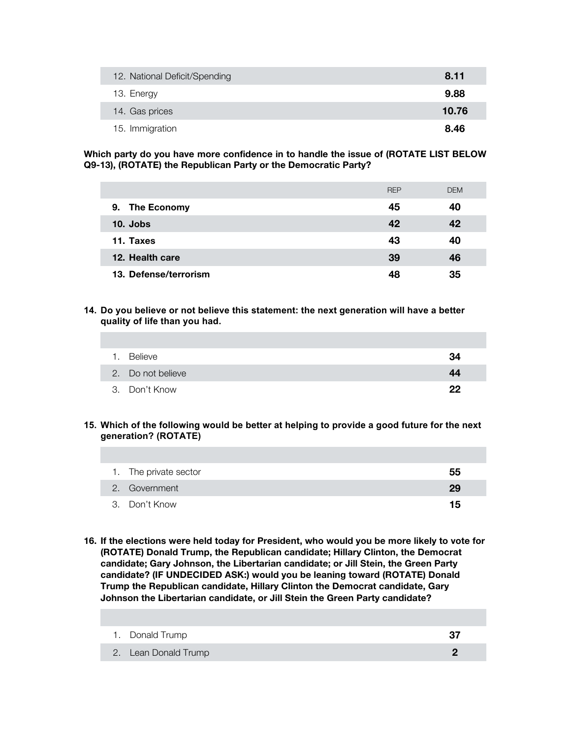| | |
|---|---|
| 12. National Deficit/Spending | **8.11** |
| 13. Energy | **9.88** |
| 14. Gas prices | **10.76** |
| 15. Immigration | **8.46** |

**Which party do you have more confidence in to handle the issue of (ROTATE LIST BELOW Q9-13), (ROTATE) the Republican Party or the Democratic Party?**

| | REP | DEM |
|---|---|---|
| **9. The Economy** | **45** | **40** |
| **10. Jobs** | **42** | **42** |
| **11. Taxes** | **43** | **40** |
| **12. Health care** | **39** | **46** |
| **13. Defense/terrorism** | **48** | **35** |

**14. Do you believe or not believe this statement: the next generation will have a better quality of life than you had.**

| | |
|---|---|
| 1. Believe | **34** |
| 2. Do not believe | **44** |
| 3. Don't Know | **22** |

**15. Which of the following would be better at helping to provide a good future for the next generation? (ROTATE)**

| | |
|---|---|
| 1. The private sector | **55** |
| 2. Government | **29** |
| 3. Don't Know | **15** |

**16. If the elections were held today for President, who would you be more likely to vote for (ROTATE) Donald Trump, the Republican candidate; Hillary Clinton, the Democrat candidate; Gary Johnson, the Libertarian candidate; or Jill Stein, the Green Party candidate? (IF UNDECIDED ASK:) would you be leaning toward (ROTATE) Donald Trump the Republican candidate, Hillary Clinton the Democrat candidate, Gary Johnson the Libertarian candidate, or Jill Stein the Green Party candidate?**

| | |
|---|---|
| 1. Donald Trump | **37** |
| 2. Lean Donald Trump | **2** |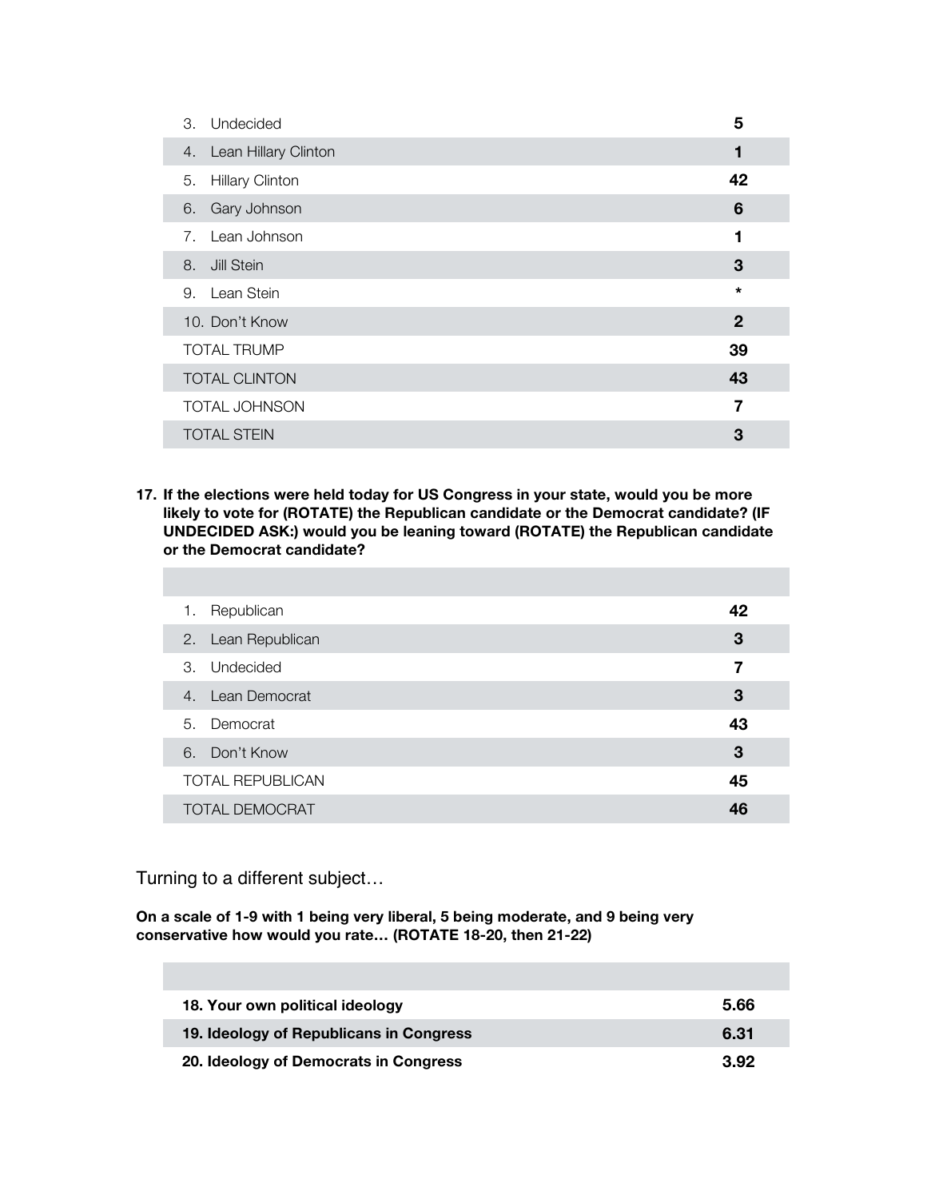| | |
|---|---|
| 3. Undecided | 5 |
| 4. Lean Hillary Clinton | 1 |
| 5. Hillary Clinton | 42 |
| 6. Gary Johnson | 6 |
| 7. Lean Johnson | 1 |
| 8. Jill Stein | 3 |
| 9. Lean Stein | * |
| 10. Don't Know | 2 |
| TOTAL TRUMP | 39 |
| TOTAL CLINTON | 43 |
| TOTAL JOHNSON | 7 |
| TOTAL STEIN | 3 |

**17. If the elections were held today for US Congress in your state, would you be more likely to vote for (ROTATE) the Republican candidate or the Democrat candidate? (IF UNDECIDED ASK:) would you be leaning toward (ROTATE) the Republican candidate or the Democrat candidate?**

| | |
|---|---|
| 1. Republican | 42 |
| 2. Lean Republican | 3 |
| 3. Undecided | 7 |
| 4. Lean Democrat | 3 |
| 5. Democrat | 43 |
| 6. Don't Know | 3 |
| TOTAL REPUBLICAN | 45 |
| TOTAL DEMOCRAT | 46 |

Turning to a different subject…

**On a scale of 1-9 with 1 being very liberal, 5 being moderate, and 9 being very conservative how would you rate… (ROTATE 18-20, then 21-22)**

| | |
|---|---|
| **18. Your own political ideology** | **5.66** |
| **19. Ideology of Republicans in Congress** | **6.31** |
| **20. Ideology of Democrats in Congress** | **3.92** |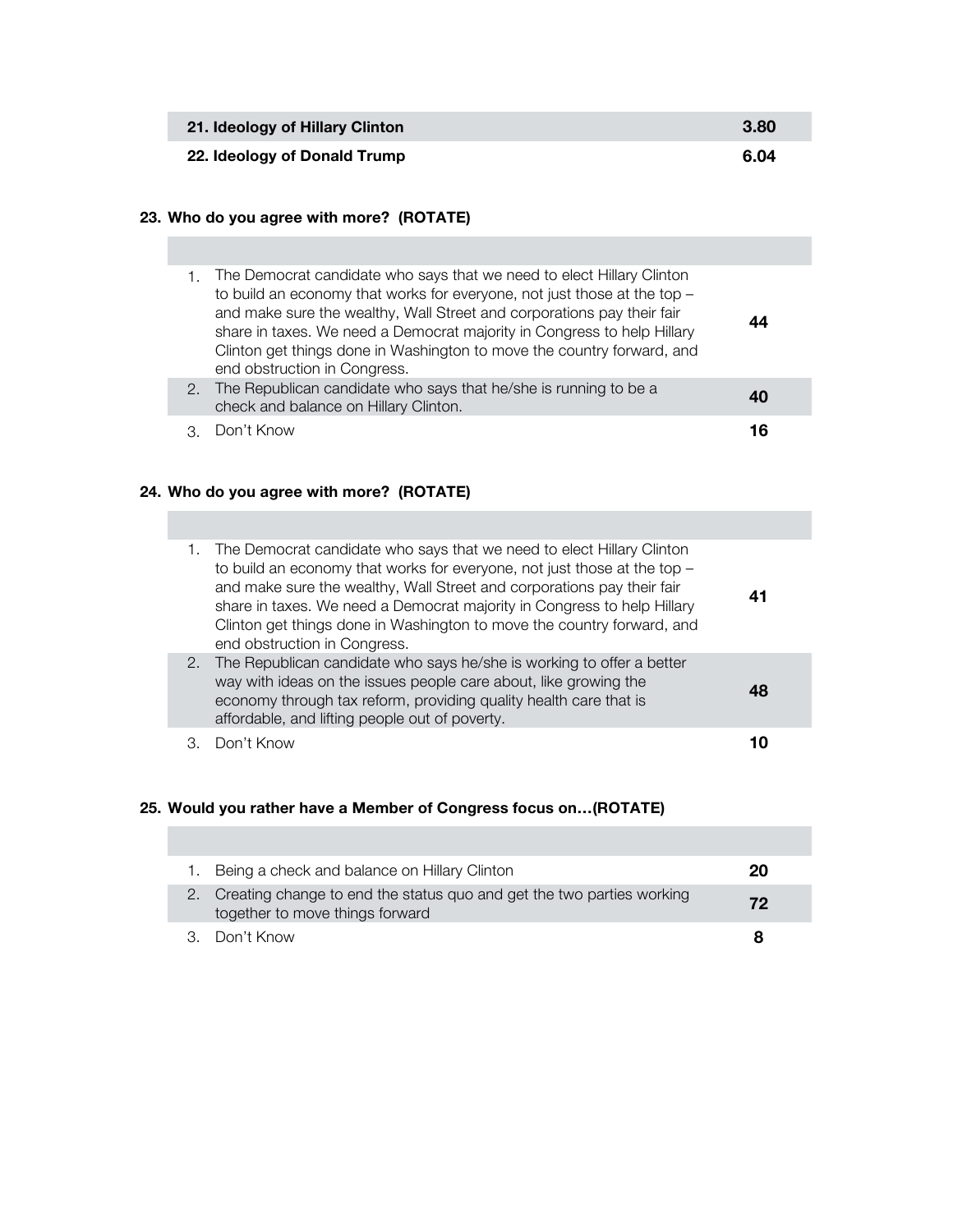| 21. Ideology of Hillary Clinton | 3.80 |
|---|---|
| **22. Ideology of Donald Trump** | **6.04** |

**23. Who do you agree with more? (ROTATE)**

| | |
|---|---|
| 1. The Democrat candidate who says that we need to elect Hillary Clinton to build an economy that works for everyone, not just those at the top – and make sure the wealthy, Wall Street and corporations pay their fair share in taxes. We need a Democrat majority in Congress to help Hillary Clinton get things done in Washington to move the country forward, and end obstruction in Congress. | **44** |
| 2. The Republican candidate who says that he/she is running to be a check and balance on Hillary Clinton. | **40** |
| 3. Don't Know | **16** |

**24. Who do you agree with more? (ROTATE)**

| | |
|---|---|
| 1. The Democrat candidate who says that we need to elect Hillary Clinton to build an economy that works for everyone, not just those at the top – and make sure the wealthy, Wall Street and corporations pay their fair share in taxes. We need a Democrat majority in Congress to help Hillary Clinton get things done in Washington to move the country forward, and end obstruction in Congress. | **41** |
| 2. The Republican candidate who says he/she is working to offer a better way with ideas on the issues people care about, like growing the economy through tax reform, providing quality health care that is affordable, and lifting people out of poverty. | **48** |
| 3. Don't Know | **10** |

**25. Would you rather have a Member of Congress focus on…(ROTATE)**

| | |
|---|---|
| 1. Being a check and balance on Hillary Clinton | **20** |
| 2. Creating change to end the status quo and get the two parties working together to move things forward | **72** |
| 3. Don't Know | **8** |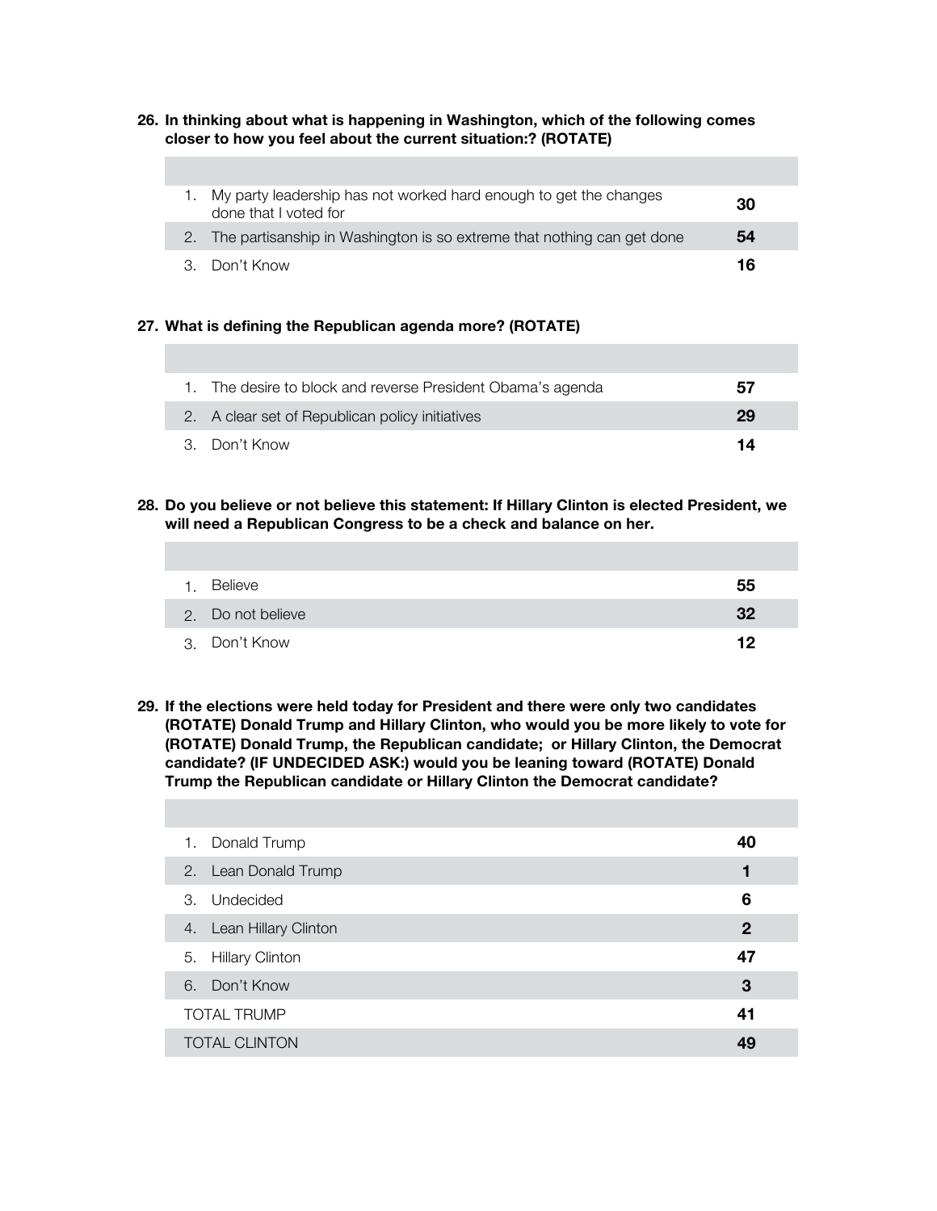**26. In thinking about what is happening in Washington, which of the following comes closer to how you feel about the current situation:? (ROTATE)**

| | |
|---|---|
| 1. My party leadership has not worked hard enough to get the changes done that I voted for | **30** |
| 2. The partisanship in Washington is so extreme that nothing can get done | **54** |
| 3. Don't Know | **16** |

**27. What is defining the Republican agenda more? (ROTATE)**

| | |
|---|---|
| 1. The desire to block and reverse President Obama's agenda | **57** |
| 2. A clear set of Republican policy initiatives | **29** |
| 3. Don't Know | **14** |

**28. Do you believe or not believe this statement: If Hillary Clinton is elected President, we will need a Republican Congress to be a check and balance on her.**

| | |
|---|---|
| 1. Believe | **55** |
| 2. Do not believe | **32** |
| 3. Don't Know | **12** |

**29. If the elections were held today for President and there were only two candidates (ROTATE) Donald Trump and Hillary Clinton, who would you be more likely to vote for (ROTATE) Donald Trump, the Republican candidate; or Hillary Clinton, the Democrat candidate? (IF UNDECIDED ASK:) would you be leaning toward (ROTATE) Donald Trump the Republican candidate or Hillary Clinton the Democrat candidate?**

| | |
|---|---|
| 1. Donald Trump | **40** |
| 2. Lean Donald Trump | **1** |
| 3. Undecided | **6** |
| 4. Lean Hillary Clinton | **2** |
| 5. Hillary Clinton | **47** |
| 6. Don't Know | **3** |
| TOTAL TRUMP | **41** |
| TOTAL CLINTON | **49** |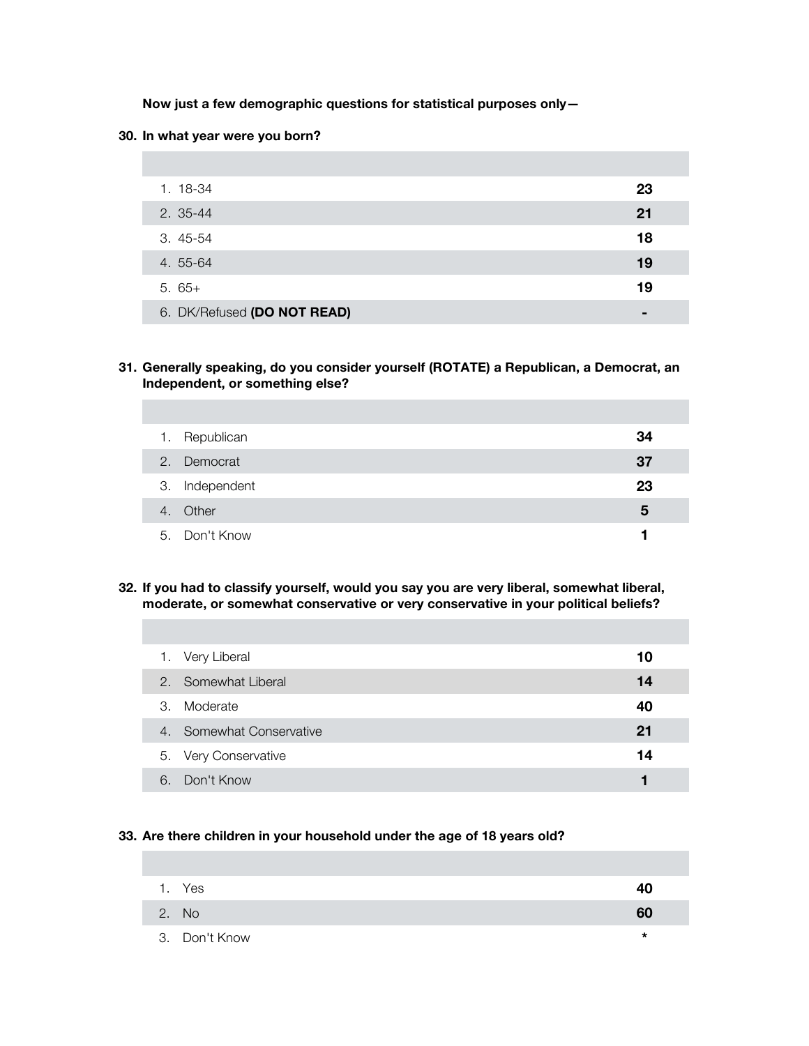**Now just a few demographic questions for statistical purposes only—**

**30. In what year were you born?**

| | |
|---|---|
| 1. 18-34 | **23** |
| 2. 35-44 | **21** |
| 3. 45-54 | **18** |
| 4. 55-64 | **19** |
| 5. 65+ | **19** |
| 6. DK/Refused **(DO NOT READ)** | **-** |

**31. Generally speaking, do you consider yourself (ROTATE) a Republican, a Democrat, an Independent, or something else?**

| | |
|---|---|
| 1. Republican | **34** |
| 2. Democrat | **37** |
| 3. Independent | **23** |
| 4. Other | **5** |
| 5. Don't Know | **1** |

**32. If you had to classify yourself, would you say you are very liberal, somewhat liberal, moderate, or somewhat conservative or very conservative in your political beliefs?**

| | |
|---|---|
| 1. Very Liberal | **10** |
| 2. Somewhat Liberal | **14** |
| 3. Moderate | **40** |
| 4. Somewhat Conservative | **21** |
| 5. Very Conservative | **14** |
| 6. Don't Know | **1** |

**33. Are there children in your household under the age of 18 years old?**

| | |
|---|---|
| 1. Yes | **40** |
| 2. No | **60** |
| 3. Don't Know | * |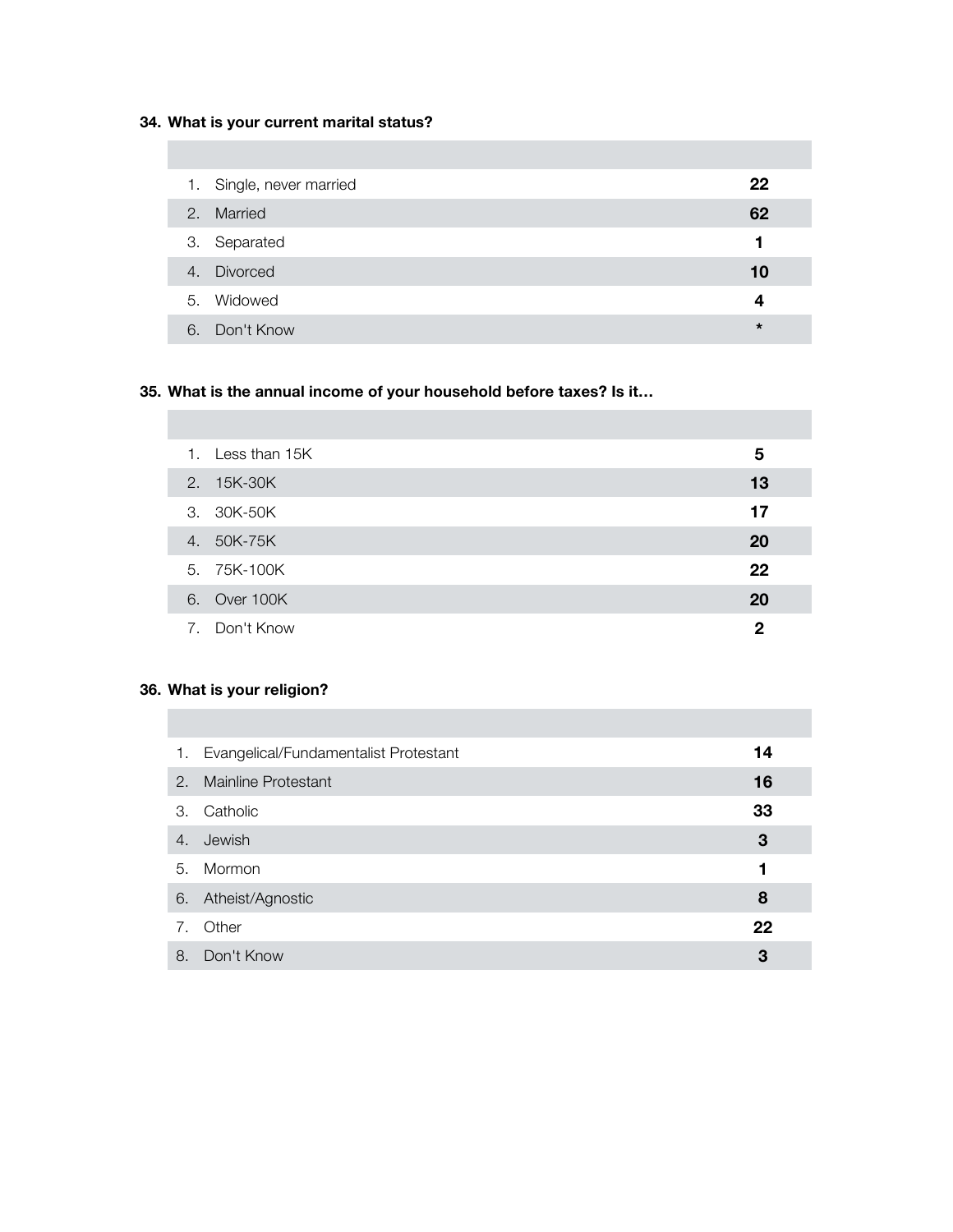**34. What is your current marital status?**

| | |
|---|---|
| 1. Single, never married | **22** |
| 2. Married | **62** |
| 3. Separated | **1** |
| 4. Divorced | **10** |
| 5. Widowed | **4** |
| 6. Don't Know | **\*** |

**35. What is the annual income of your household before taxes? Is it…**

| | |
|---|---|
| 1. Less than 15K | **5** |
| 2. 15K-30K | **13** |
| 3. 30K-50K | **17** |
| 4. 50K-75K | **20** |
| 5. 75K-100K | **22** |
| 6. Over 100K | **20** |
| 7. Don't Know | **2** |

**36. What is your religion?**

| | |
|---|---|
| 1. Evangelical/Fundamentalist Protestant | **14** |
| 2. Mainline Protestant | **16** |
| 3. Catholic | **33** |
| 4. Jewish | **3** |
| 5. Mormon | **1** |
| 6. Atheist/Agnostic | **8** |
| 7. Other | **22** |
| 8. Don't Know | **3** |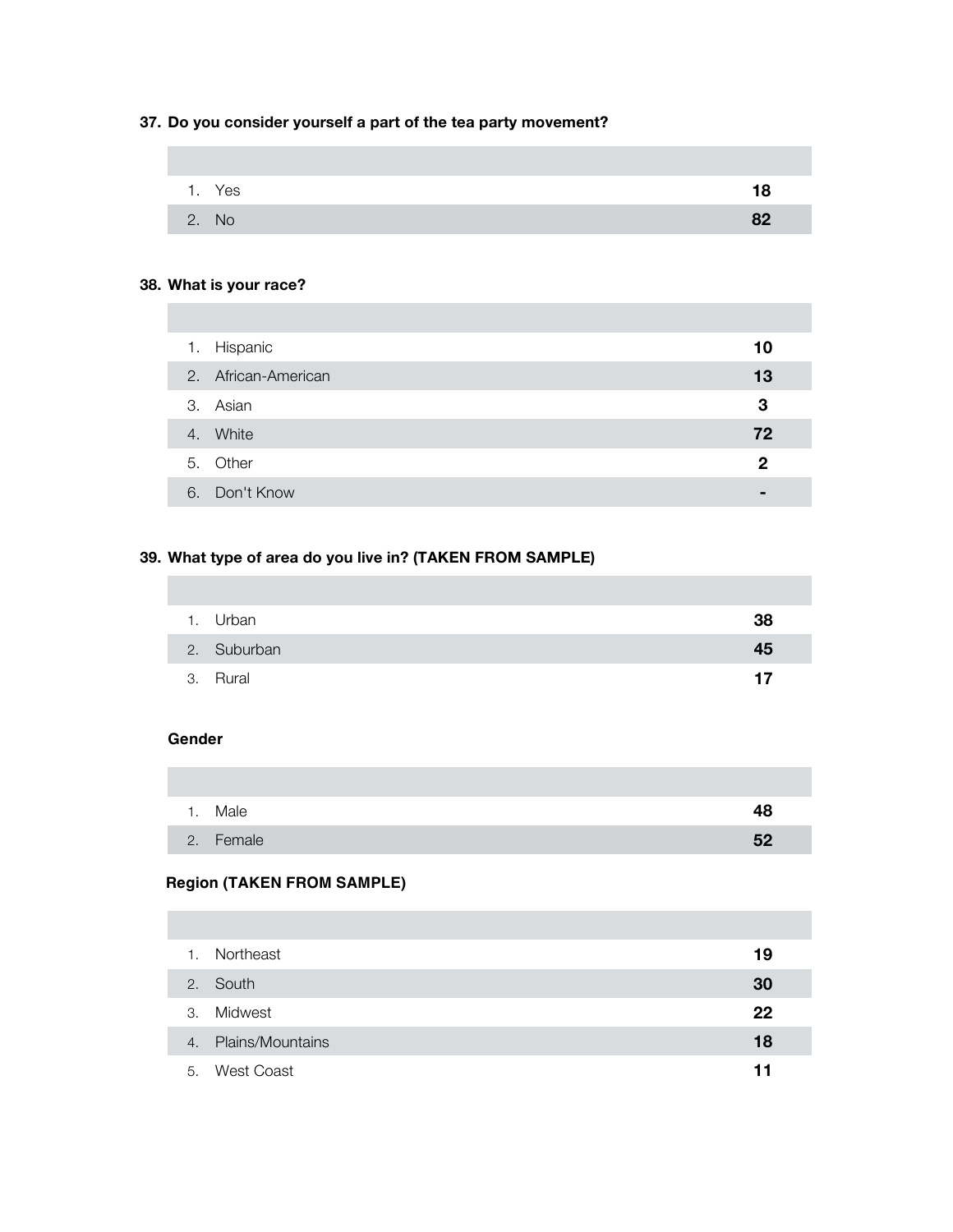**37. Do you consider yourself a part of the tea party movement?**

| | |
|---|---|
| 1. Yes | **18** |
| 2. No | **82** |

**38. What is your race?**

| | |
|---|---|
| 1. Hispanic | **10** |
| 2. African-American | **13** |
| 3. Asian | **3** |
| 4. White | **72** |
| 5. Other | **2** |
| 6. Don't Know | **-** |

**39. What type of area do you live in? (TAKEN FROM SAMPLE)**

| | |
|---|---|
| 1. Urban | **38** |
| 2. Suburban | **45** |
| 3. Rural | **17** |

**Gender**

| | |
|---|---|
| 1. Male | **48** |
| 2. Female | **52** |

**Region (TAKEN FROM SAMPLE)**

| | |
|---|---|
| 1. Northeast | **19** |
| 2. South | **30** |
| 3. Midwest | **22** |
| 4. Plains/Mountains | **18** |
| 5. West Coast | **11** |